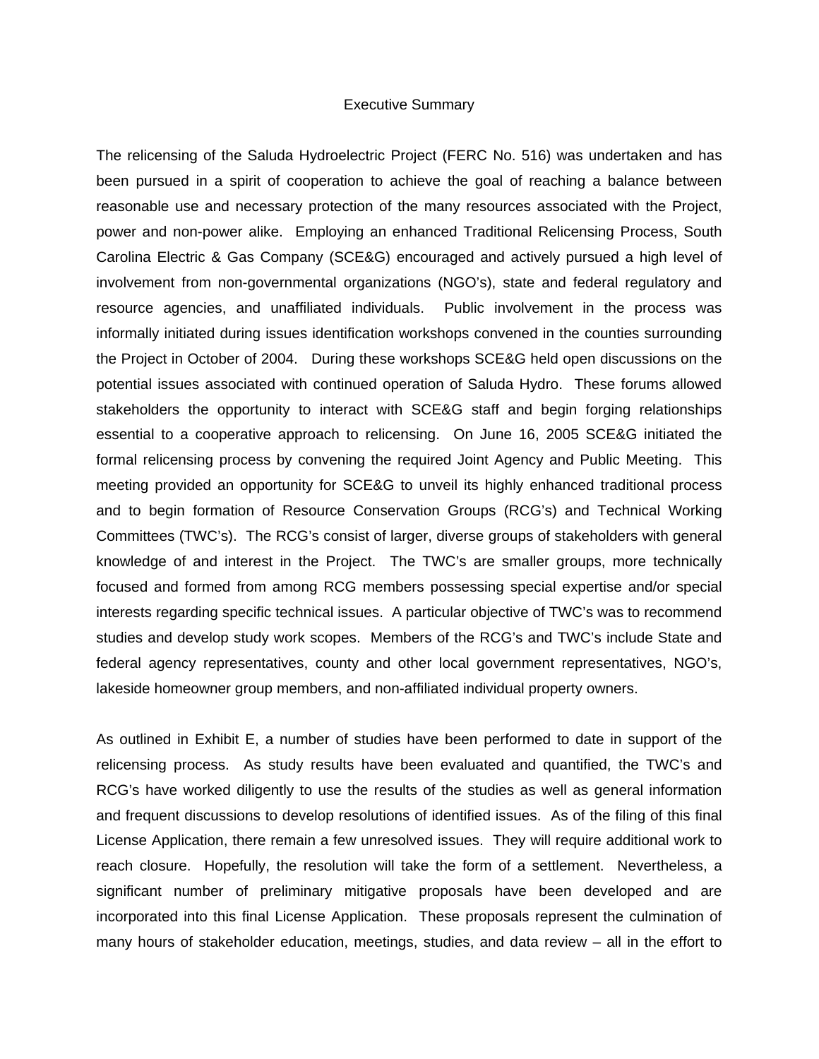# Executive Summary

The relicensing of the Saluda Hydroelectric Project (FERC No. 516) was undertaken and has been pursued in a spirit of cooperation to achieve the goal of reaching a balance between reasonable use and necessary protection of the many resources associated with the Project, power and non-power alike. Employing an enhanced Traditional Relicensing Process, South Carolina Electric & Gas Company (SCE&G) encouraged and actively pursued a high level of involvement from non-governmental organizations (NGO's), state and federal regulatory and resource agencies, and unaffiliated individuals. Public involvement in the process was informally initiated during issues identification workshops convened in the counties surrounding the Project in October of 2004. During these workshops SCE&G held open discussions on the potential issues associated with continued operation of Saluda Hydro. These forums allowed stakeholders the opportunity to interact with SCE&G staff and begin forging relationships essential to a cooperative approach to relicensing. On June 16, 2005 SCE&G initiated the formal relicensing process by convening the required Joint Agency and Public Meeting. This meeting provided an opportunity for SCE&G to unveil its highly enhanced traditional process and to begin formation of Resource Conservation Groups (RCG's) and Technical Working Committees (TWC's). The RCG's consist of larger, diverse groups of stakeholders with general knowledge of and interest in the Project. The TWC's are smaller groups, more technically focused and formed from among RCG members possessing special expertise and/or special interests regarding specific technical issues. A particular objective of TWC's was to recommend studies and develop study work scopes. Members of the RCG's and TWC's include State and federal agency representatives, county and other local government representatives, NGO's, lakeside homeowner group members, and non-affiliated individual property owners.

As outlined in Exhibit E, a number of studies have been performed to date in support of the relicensing process. As study results have been evaluated and quantified, the TWC's and RCG's have worked diligently to use the results of the studies as well as general information and frequent discussions to develop resolutions of identified issues. As of the filing of this final License Application, there remain a few unresolved issues. They will require additional work to reach closure. Hopefully, the resolution will take the form of a settlement. Nevertheless, a significant number of preliminary mitigative proposals have been developed and are incorporated into this final License Application. These proposals represent the culmination of many hours of stakeholder education, meetings, studies, and data review – all in the effort to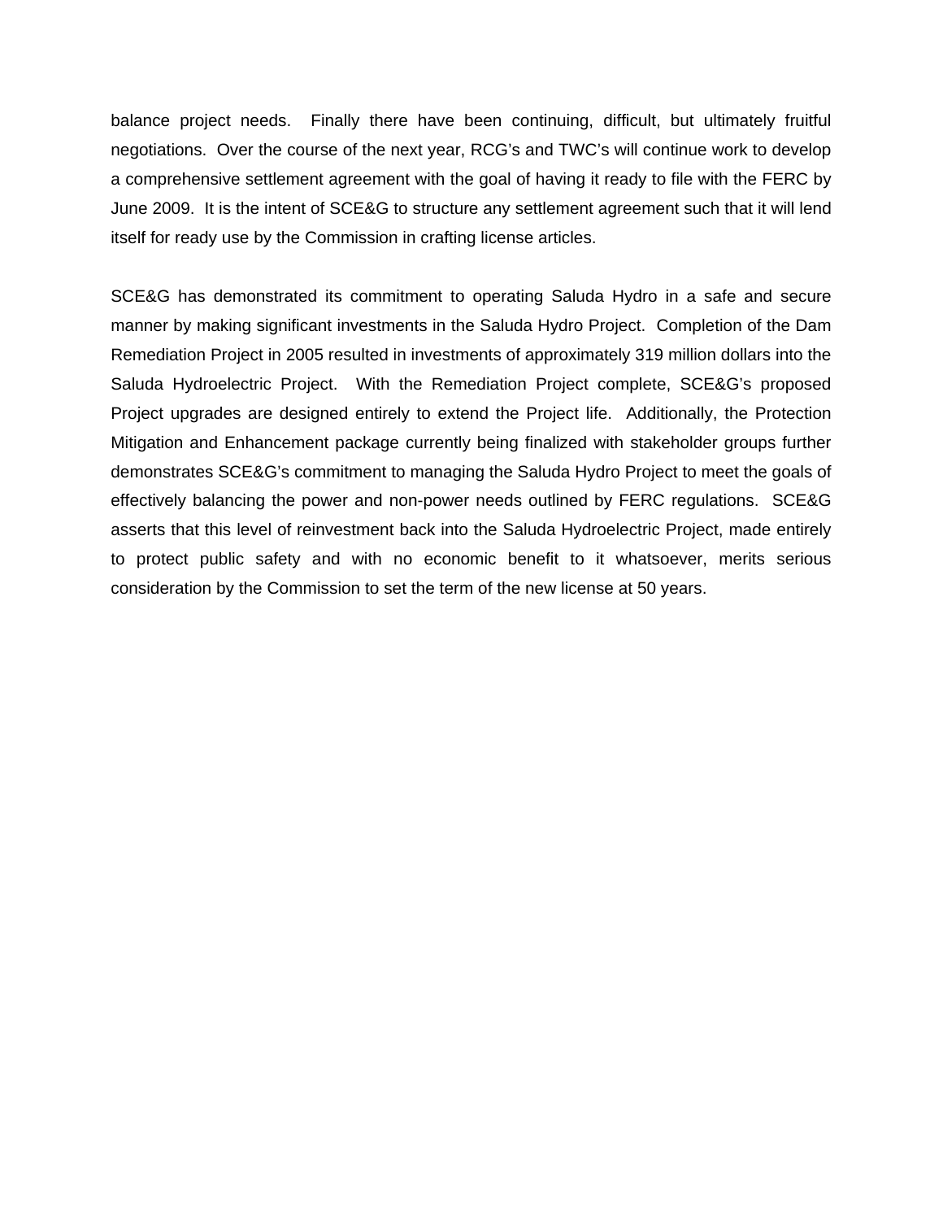balance project needs. Finally there have been continuing, difficult, but ultimately fruitful negotiations. Over the course of the next year, RCG's and TWC's will continue work to develop a comprehensive settlement agreement with the goal of having it ready to file with the FERC by June 2009. It is the intent of SCE&G to structure any settlement agreement such that it will lend itself for ready use by the Commission in crafting license articles.

SCE&G has demonstrated its commitment to operating Saluda Hydro in a safe and secure manner by making significant investments in the Saluda Hydro Project. Completion of the Dam Remediation Project in 2005 resulted in investments of approximately 319 million dollars into the Saluda Hydroelectric Project. With the Remediation Project complete, SCE&G's proposed Project upgrades are designed entirely to extend the Project life. Additionally, the Protection Mitigation and Enhancement package currently being finalized with stakeholder groups further demonstrates SCE&G's commitment to managing the Saluda Hydro Project to meet the goals of effectively balancing the power and non-power needs outlined by FERC regulations. SCE&G asserts that this level of reinvestment back into the Saluda Hydroelectric Project, made entirely to protect public safety and with no economic benefit to it whatsoever, merits serious consideration by the Commission to set the term of the new license at 50 years.